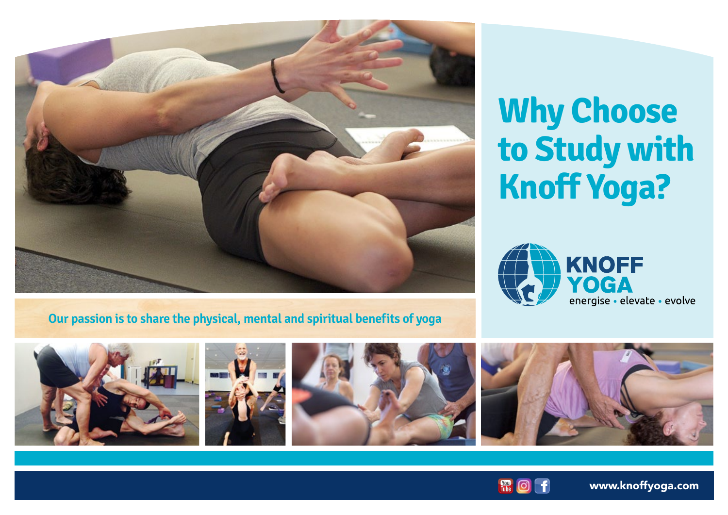# Why Choose to Study with Knoff Yoga?

KNOFF YOGA

energise • elevate • evolve

Our passion is to share the physical, mental and spiritual benefits of yoga

www.knoffyoga.com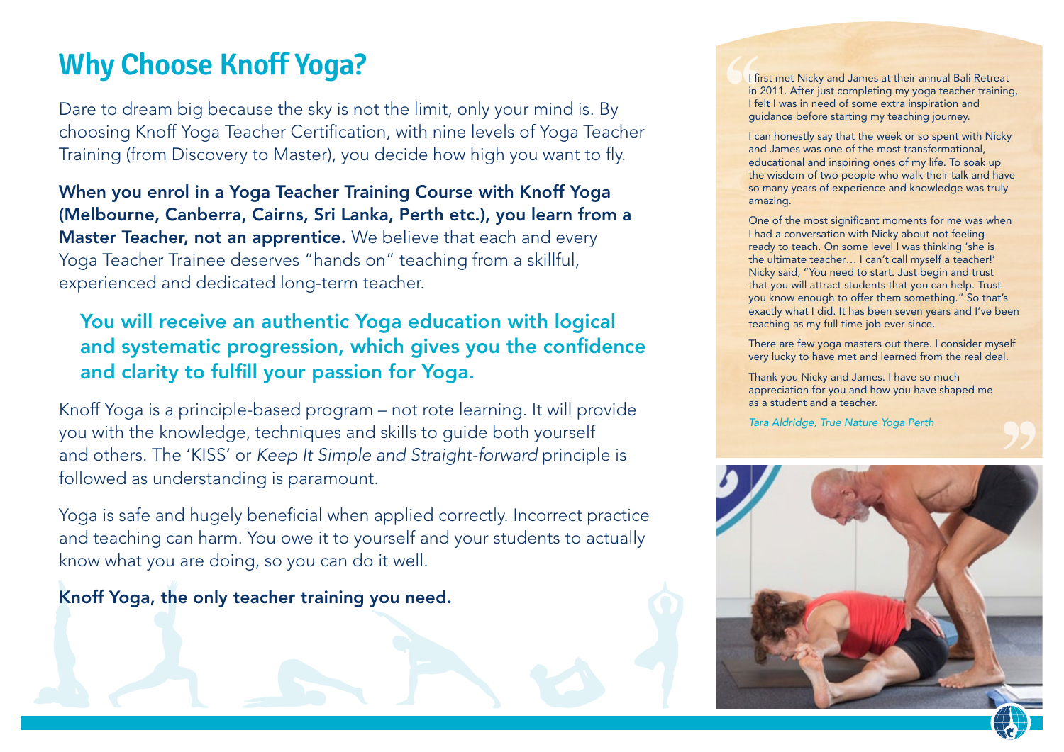# Why Choose Knoff Yoga?

Dare to dream big because the sky is not the limit, only your mind is. By choosing Knoff Yoga Teacher Certification, with nine levels of Yoga Teacher Training (from Discovery to Master), you decide how high you want to fly.

**When you enrol in a Yoga Teacher Training Course with Knoff Yoga (Melbourne, Canberra, Cairns, Sri Lanka, Perth etc.), you learn from a Master Teacher, not an apprentice.** We believe that each and every Yoga Teacher Trainee deserves "hands on" teaching from a skillful, experienced and dedicated long-term teacher.

**You will receive an authentic Yoga education with logical and systematic progression, which gives you the confidence and clarity to fulfill your passion for Yoga.**

Knoff Yoga is a principle-based program – not rote learning. It will provide you with the knowledge, techniques and skills to guide both yourself and others. The 'KISS' or *Keep It Simple and Straight-forward* principle is followed as understanding is paramount.

Yoga is safe and hugely beneficial when applied correctly. Incorrect practice and teaching can harm. You owe it to yourself and your students to actually know what you are doing, so you can do it well.

**Knoff Yoga, the only teacher training you need.**

> I first met Nicky and James at their annual Bali Retreat in 2011. After just completing my yoga teacher training, I felt I was in need of some extra inspiration and guidance before starting my teaching journey.
>
> I can honestly say that the week or so spent with Nicky and James was one of the most transformational, educational and inspiring ones of my life. To soak up the wisdom of two people who walk their talk and have so many years of experience and knowledge was truly amazing.
>
> One of the most significant moments for me was when I had a conversation with Nicky about not feeling ready to teach. On some level I was thinking 'she is the ultimate teacher… I can't call myself a teacher!' Nicky said, "You need to start. Just begin and trust that you will attract students that you can help. Trust you know enough to offer them something." So that's exactly what I did. It has been seven years and I've been teaching as my full time job ever since.
>
> There are few yoga masters out there. I consider myself very lucky to have met and learned from the real deal.
>
> Thank you Nicky and James. I have so much appreciation for you and how you have shaped me as a student and a teacher.
>
> *Tara Aldridge, True Nature Yoga Perth*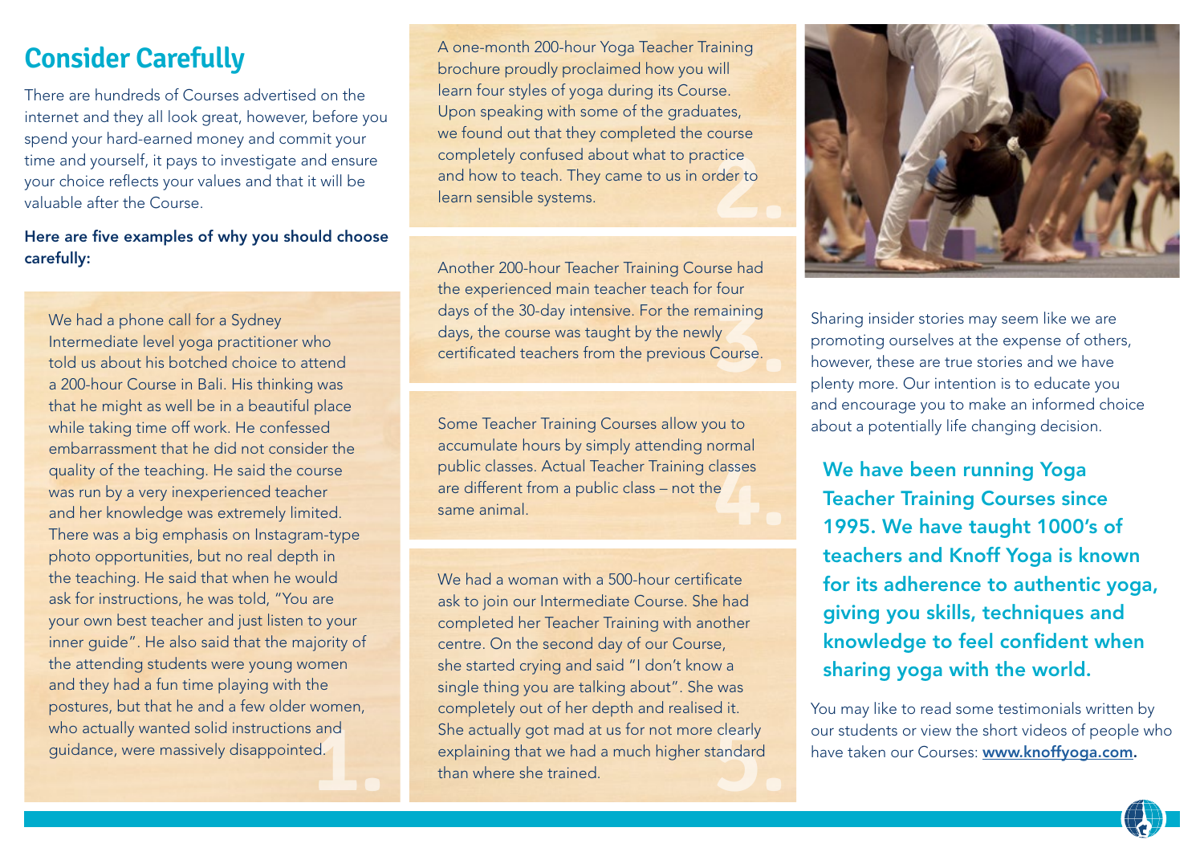## Consider Carefully

There are hundreds of Courses advertised on the internet and they all look great, however, before you spend your hard-earned money and commit your time and yourself, it pays to investigate and ensure your choice reflects your values and that it will be valuable after the Course.

**Here are five examples of why you should choose carefully:**

**1.** We had a phone call for a Sydney Intermediate level yoga practitioner who told us about his botched choice to attend a 200-hour Course in Bali. His thinking was that he might as well be in a beautiful place while taking time off work. He confessed embarrassment that he did not consider the quality of the teaching. He said the course was run by a very inexperienced teacher and her knowledge was extremely limited. There was a big emphasis on Instagram-type photo opportunities, but no real depth in the teaching. He said that when he would ask for instructions, he was told, "You are your own best teacher and just listen to your inner guide". He also said that the majority of the attending students were young women and they had a fun time playing with the postures, but that he and a few older women, who actually wanted solid instructions and guidance, were massively disappointed.

**2.** A one-month 200-hour Yoga Teacher Training brochure proudly proclaimed how you will learn four styles of yoga during its Course. Upon speaking with some of the graduates, we found out that they completed the course completely confused about what to practice and how to teach. They came to us in order to learn sensible systems.

**3.** Another 200-hour Teacher Training Course had the experienced main teacher teach for four days of the 30-day intensive. For the remaining days, the course was taught by the newly certificated teachers from the previous Course.

**4.** Some Teacher Training Courses allow you to accumulate hours by simply attending normal public classes. Actual Teacher Training classes are different from a public class – not the same animal.

**5.** We had a woman with a 500-hour certificate ask to join our Intermediate Course. She had completed her Teacher Training with another centre. On the second day of our Course, she started crying and said "I don't know a single thing you are talking about". She was completely out of her depth and realised it. She actually got mad at us for not more clearly explaining that we had a much higher standard than where she trained.

Sharing insider stories may seem like we are promoting ourselves at the expense of others, however, these are true stories and we have plenty more. Our intention is to educate you and encourage you to make an informed choice about a potentially life changing decision.

**We have been running Yoga Teacher Training Courses since 1995. We have taught 1000's of teachers and Knoff Yoga is known for its adherence to authentic yoga, giving you skills, techniques and knowledge to feel confident when sharing yoga with the world.**

You may like to read some testimonials written by our students or view the short videos of people who have taken our Courses: **www.knoffyoga.com.**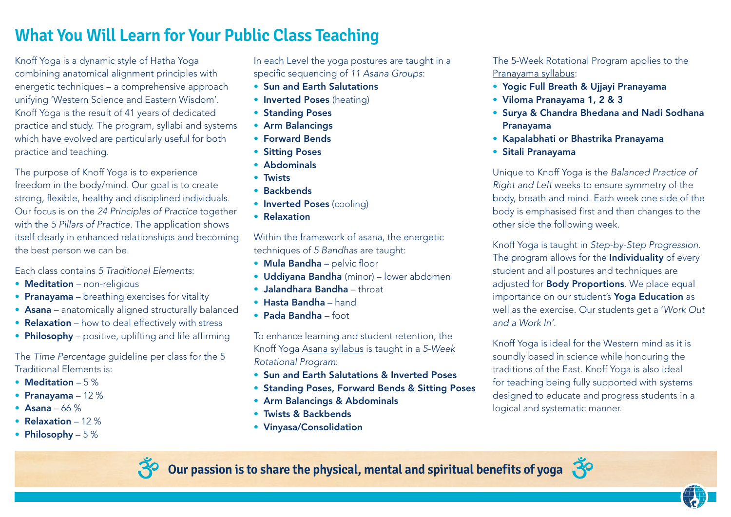# What You Will Learn for Your Public Class Teaching

Knoff Yoga is a dynamic style of Hatha Yoga combining anatomical alignment principles with energetic techniques – a comprehensive approach unifying 'Western Science and Eastern Wisdom'. Knoff Yoga is the result of 41 years of dedicated practice and study. The program, syllabi and systems which have evolved are particularly useful for both practice and teaching.

The purpose of Knoff Yoga is to experience freedom in the body/mind. Our goal is to create strong, flexible, healthy and disciplined individuals. Our focus is on the *24 Principles of Practice* together with the *5 Pillars of Practice*. The application shows itself clearly in enhanced relationships and becoming the best person we can be.

Each class contains *5 Traditional Elements*:

- **Meditation** – non-religious
- **Pranayama** – breathing exercises for vitality
- **Asana** – anatomically aligned structurally balanced
- **Relaxation** – how to deal effectively with stress
- **Philosophy** – positive, uplifting and life affirming

The *Time Percentage* guideline per class for the 5 Traditional Elements is:

- **Meditation** – 5 %
- **Pranayama** – 12 %
- **Asana** – 66 %
- **Relaxation** – 12 %
- **Philosophy** – 5 %

In each Level the yoga postures are taught in a specific sequencing of *11 Asana Groups*:

- **Sun and Earth Salutations**
- **Inverted Poses** (heating)
- **Standing Poses**
- **Arm Balancings**
- **Forward Bends**
- **Sitting Poses**
- **Abdominals**
- **Twists**
- **Backbends**
- **Inverted Poses** (cooling)
- **Relaxation**

Within the framework of asana, the energetic techniques of *5 Bandhas* are taught:

- **Mula Bandha** – pelvic floor
- **Uddiyana Bandha** (minor) – lower abdomen
- **Jalandhara Bandha** – throat
- **Hasta Bandha** – hand
- **Pada Bandha** – foot

To enhance learning and student retention, the Knoff Yoga Asana syllabus is taught in a *5-Week Rotational Program*:

- **Sun and Earth Salutations & Inverted Poses**
- **Standing Poses, Forward Bends & Sitting Poses**
- **Arm Balancings & Abdominals**
- **Twists & Backbends**
- **Vinyasa/Consolidation**

The 5-Week Rotational Program applies to the Pranayama syllabus:

- **Yogic Full Breath & Ujjayi Pranayama**
- **Viloma Pranayama 1, 2 & 3**
- **Surya & Chandra Bhedana and Nadi Sodhana Pranayama**
- **Kapalabhati or Bhastrika Pranayama**
- **Sitali Pranayama**

Unique to Knoff Yoga is the *Balanced Practice of Right and Left* weeks to ensure symmetry of the body, breath and mind. Each week one side of the body is emphasised first and then changes to the other side the following week.

Knoff Yoga is taught in *Step-by-Step Progression*. The program allows for the **Individuality** of every student and all postures and techniques are adjusted for **Body Proportions**. We place equal importance on our student's **Yoga Education** as well as the exercise. Our students get a '*Work Out and a Work In*'.

Knoff Yoga is ideal for the Western mind as it is soundly based in science while honouring the traditions of the East. Knoff Yoga is also ideal for teaching being fully supported with systems designed to educate and progress students in a logical and systematic manner.

**ॐ Our passion is to share the physical, mental and spiritual benefits of yoga ॐ**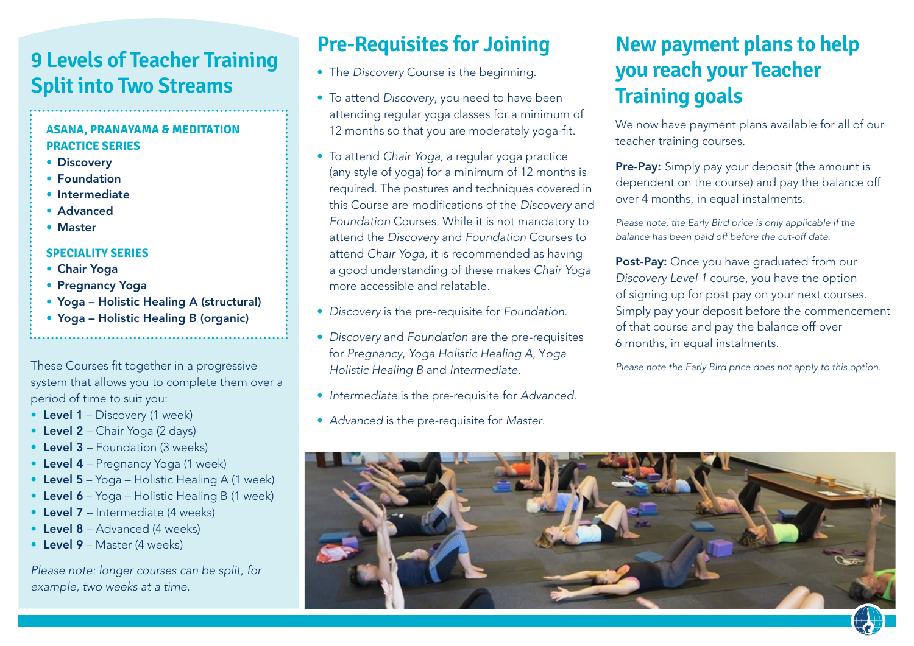## 9 Levels of Teacher Training Split into Two Streams

**ASANA, PRANAYAMA & MEDITATION PRACTICE SERIES**

- **Discovery**
- **Foundation**
- **Intermediate**
- **Advanced**
- **Master**

**SPECIALITY SERIES**

- **Chair Yoga**
- **Pregnancy Yoga**
- **Yoga – Holistic Healing A (structural)**
- **Yoga – Holistic Healing B (organic)**

These Courses fit together in a progressive system that allows you to complete them over a period of time to suit you:

- **Level 1** – Discovery (1 week)
- **Level 2** – Chair Yoga (2 days)
- **Level 3** – Foundation (3 weeks)
- **Level 4** – Pregnancy Yoga (1 week)
- **Level 5** – Yoga – Holistic Healing A (1 week)
- **Level 6** – Yoga – Holistic Healing B (1 week)
- **Level 7** – Intermediate (4 weeks)
- **Level 8** – Advanced (4 weeks)
- **Level 9** – Master (4 weeks)

*Please note: longer courses can be split, for example, two weeks at a time.*

## Pre-Requisites for Joining

- The *Discovery* Course is the beginning.
- To attend *Discovery*, you need to have been attending regular yoga classes for a minimum of 12 months so that you are moderately yoga-fit.
- To attend *Chair Yoga*, a regular yoga practice (any style of yoga) for a minimum of 12 months is required. The postures and techniques covered in this Course are modifications of the *Discovery* and *Foundation* Courses. While it is not mandatory to attend the *Discovery* and *Foundation* Courses to attend *Chair Yoga*, it is recommended as having a good understanding of these makes *Chair Yoga* more accessible and relatable.
- *Discovery* is the pre-requisite for *Foundation*.
- *Discovery* and *Foundation* are the pre-requisites for *Pregnancy*, *Yoga Holistic Healing A*, *Yoga Holistic Healing B* and *Intermediate*.
- *Intermediate* is the pre-requisite for *Advanced*.
- *Advanced* is the pre-requisite for *Master*.

## New payment plans to help you reach your Teacher Training goals

We now have payment plans available for all of our teacher training courses.

**Pre-Pay:** Simply pay your deposit (the amount is dependent on the course) and pay the balance off over 4 months, in equal instalments.

*Please note, the Early Bird price is only applicable if the balance has been paid off before the cut-off date.*

**Post-Pay:** Once you have graduated from our *Discovery Level 1* course, you have the option of signing up for post pay on your next courses. Simply pay your deposit before the commencement of that course and pay the balance off over 6 months, in equal instalments.

*Please note the Early Bird price does not apply to this option.*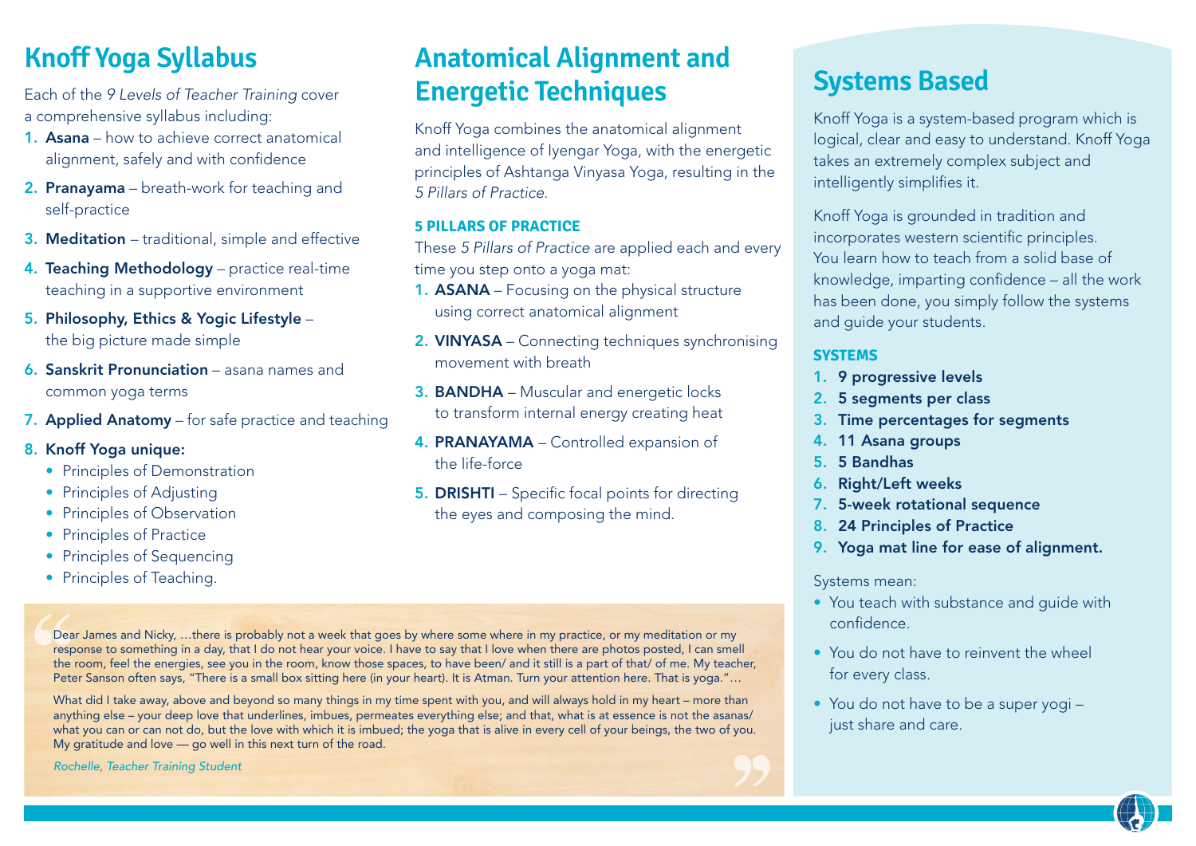## Knoff Yoga Syllabus

Each of the *9 Levels of Teacher Training* cover a comprehensive syllabus including:

1. **Asana** – how to achieve correct anatomical alignment, safely and with confidence
2. **Pranayama** – breath-work for teaching and self-practice
3. **Meditation** – traditional, simple and effective
4. **Teaching Methodology** – practice real-time teaching in a supportive environment
5. **Philosophy, Ethics & Yogic Lifestyle** – the big picture made simple
6. **Sanskrit Pronunciation** – asana names and common yoga terms
7. **Applied Anatomy** – for safe practice and teaching
8. **Knoff Yoga unique:**
   - Principles of Demonstration
   - Principles of Adjusting
   - Principles of Observation
   - Principles of Practice
   - Principles of Sequencing
   - Principles of Teaching.

## Anatomical Alignment and Energetic Techniques

Knoff Yoga combines the anatomical alignment and intelligence of Iyengar Yoga, with the energetic principles of Ashtanga Vinyasa Yoga, resulting in the *5 Pillars of Practice*.

### 5 PILLARS OF PRACTICE

These *5 Pillars of Practice* are applied each and every time you step onto a yoga mat:

1. **ASANA** – Focusing on the physical structure using correct anatomical alignment
2. **VINYASA** – Connecting techniques synchronising movement with breath
3. **BANDHA** – Muscular and energetic locks to transform internal energy creating heat
4. **PRANAYAMA** – Controlled expansion of the life-force
5. **DRISHTI** – Specific focal points for directing the eyes and composing the mind.

> Dear James and Nicky, …there is probably not a week that goes by where some where in my practice, or my meditation or my response to something in a day, that I do not hear your voice. I have to say that I love when there are photos posted, I can smell the room, feel the energies, see you in the room, know those spaces, to have been/ and it still is a part of that/ of me. My teacher, Peter Sanson often says, "There is a small box sitting here (in your heart). It is Atman. Turn your attention here. That is yoga."…
>
> What did I take away, above and beyond so many things in my time spent with you, and will always hold in my heart – more than anything else – your deep love that underlines, imbues, permeates everything else; and that, what is at essence is not the asanas/ what you can or can not do, but the love with which it is imbued; the yoga that is alive in every cell of your beings, the two of you. My gratitude and love — go well in this next turn of the road.
>
> *Rochelle, Teacher Training Student*

## Systems Based

Knoff Yoga is a system-based program which is logical, clear and easy to understand. Knoff Yoga takes an extremely complex subject and intelligently simplifies it.

Knoff Yoga is grounded in tradition and incorporates western scientific principles. You learn how to teach from a solid base of knowledge, imparting confidence – all the work has been done, you simply follow the systems and guide your students.

### SYSTEMS

1. **9 progressive levels**
2. **5 segments per class**
3. **Time percentages for segments**
4. **11 Asana groups**
5. **5 Bandhas**
6. **Right/Left weeks**
7. **5-week rotational sequence**
8. **24 Principles of Practice**
9. **Yoga mat line for ease of alignment.**

Systems mean:

- You teach with substance and guide with confidence.
- You do not have to reinvent the wheel for every class.
- You do not have to be a super yogi – just share and care.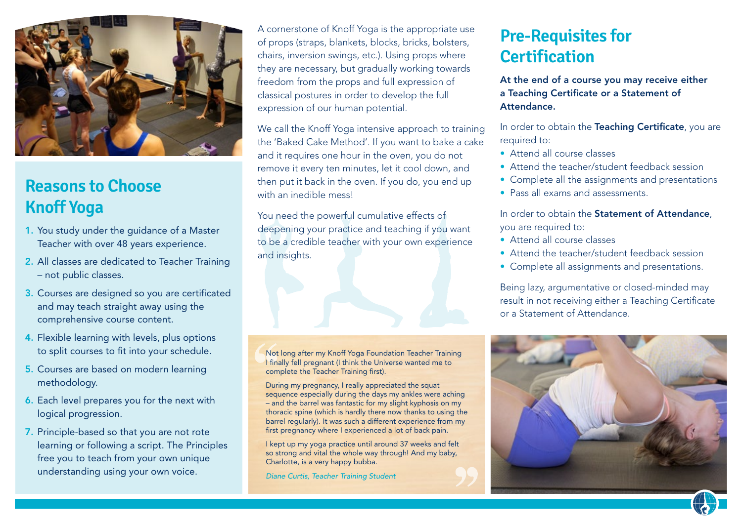## Reasons to Choose Knoff Yoga

1. You study under the guidance of a Master Teacher with over 48 years experience.
2. All classes are dedicated to Teacher Training – not public classes.
3. Courses are designed so you are certificated and may teach straight away using the comprehensive course content.
4. Flexible learning with levels, plus options to split courses to fit into your schedule.
5. Courses are based on modern learning methodology.
6. Each level prepares you for the next with logical progression.
7. Principle-based so that you are not rote learning or following a script. The Principles free you to teach from your own unique understanding using your own voice.

A cornerstone of Knoff Yoga is the appropriate use of props (straps, blankets, blocks, bricks, bolsters, chairs, inversion swings, etc.). Using props where they are necessary, but gradually working towards freedom from the props and full expression of classical postures in order to develop the full expression of our human potential.

We call the Knoff Yoga intensive approach to training the 'Baked Cake Method'. If you want to bake a cake and it requires one hour in the oven, you do not remove it every ten minutes, let it cool down, and then put it back in the oven. If you do, you end up with an inedible mess!

You need the powerful cumulative effects of deepening your practice and teaching if you want to be a credible teacher with your own experience and insights.

> Not long after my Knoff Yoga Foundation Teacher Training I finally fell pregnant (I think the Universe wanted me to complete the Teacher Training first).
>
> During my pregnancy, I really appreciated the squat sequence especially during the days my ankles were aching – and the barrel was fantastic for my slight kyphosis on my thoracic spine (which is hardly there now thanks to using the barrel regularly). It was such a different experience from my first pregnancy where I experienced a lot of back pain.
>
> I kept up my yoga practice until around 37 weeks and felt so strong and vital the whole way through! And my baby, Charlotte, is a very happy bubba.
>
> *Diane Curtis, Teacher Training Student*

## Pre-Requisites for Certification

**At the end of a course you may receive either a Teaching Certificate or a Statement of Attendance.**

In order to obtain the **Teaching Certificate**, you are required to:

- Attend all course classes
- Attend the teacher/student feedback session
- Complete all the assignments and presentations
- Pass all exams and assessments.

In order to obtain the **Statement of Attendance**, you are required to:

- Attend all course classes
- Attend the teacher/student feedback session
- Complete all assignments and presentations.

Being lazy, argumentative or closed-minded may result in not receiving either a Teaching Certificate or a Statement of Attendance.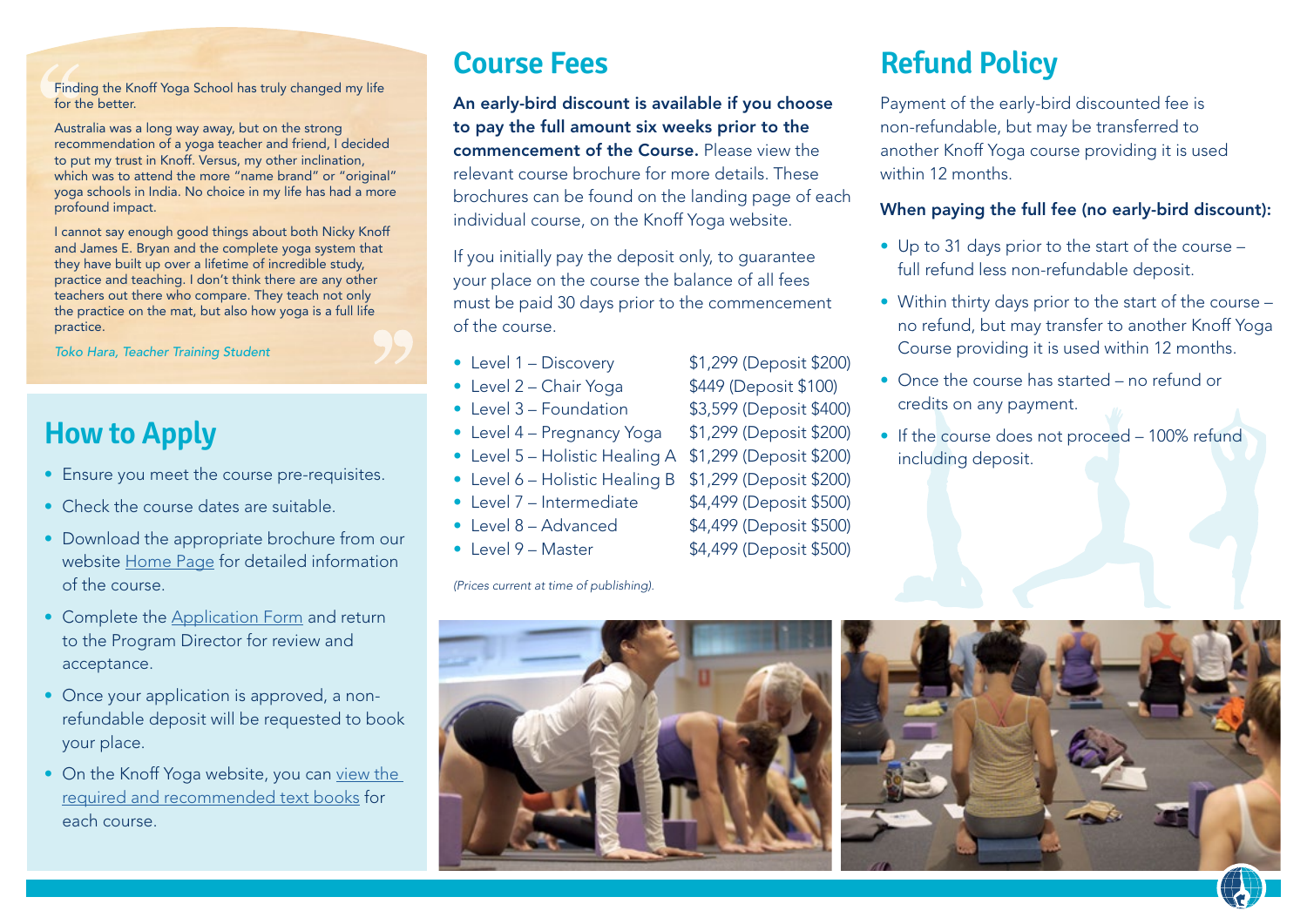> Finding the Knoff Yoga School has truly changed my life for the better.
>
> Australia was a long way away, but on the strong recommendation of a yoga teacher and friend, I decided to put my trust in Knoff. Versus, my other inclination, which was to attend the more "name brand" or "original" yoga schools in India. No choice in my life has had a more profound impact.
>
> I cannot say enough good things about both Nicky Knoff and James E. Bryan and the complete yoga system that they have built up over a lifetime of incredible study, practice and teaching. I don't think there are any other teachers out there who compare. They teach not only the practice on the mat, but also how yoga is a full life practice.
>
> *Toko Hara, Teacher Training Student*

## How to Apply

- Ensure you meet the course pre-requisites.
- Check the course dates are suitable.
- Download the appropriate brochure from our website Home Page for detailed information of the course.
- Complete the Application Form and return to the Program Director for review and acceptance.
- Once your application is approved, a non-refundable deposit will be requested to book your place.
- On the Knoff Yoga website, you can view the required and recommended text books for each course.

## Course Fees

**An early-bird discount is available if you choose to pay the full amount six weeks prior to the commencement of the Course.** Please view the relevant course brochure for more details. These brochures can be found on the landing page of each individual course, on the Knoff Yoga website.

If you initially pay the deposit only, to guarantee your place on the course the balance of all fees must be paid 30 days prior to the commencement of the course.

- Level 1 – Discovery — $1,299 (Deposit $200)
- Level 2 – Chair Yoga — $449 (Deposit $100)
- Level 3 – Foundation — $3,599 (Deposit $400)
- Level 4 – Pregnancy Yoga — $1,299 (Deposit $200)
- Level 5 – Holistic Healing A — $1,299 (Deposit $200)
- Level 6 – Holistic Healing B — $1,299 (Deposit $200)
- Level 7 – Intermediate — $4,499 (Deposit $500)
- Level 8 – Advanced — $4,499 (Deposit $500)
- Level 9 – Master — $4,499 (Deposit $500)

*(Prices current at time of publishing).*

## Refund Policy

Payment of the early-bird discounted fee is non-refundable, but may be transferred to another Knoff Yoga course providing it is used within 12 months.

**When paying the full fee (no early-bird discount):**

- Up to 31 days prior to the start of the course – full refund less non-refundable deposit.
- Within thirty days prior to the start of the course – no refund, but may transfer to another Knoff Yoga Course providing it is used within 12 months.
- Once the course has started – no refund or credits on any payment.
- If the course does not proceed – 100% refund including deposit.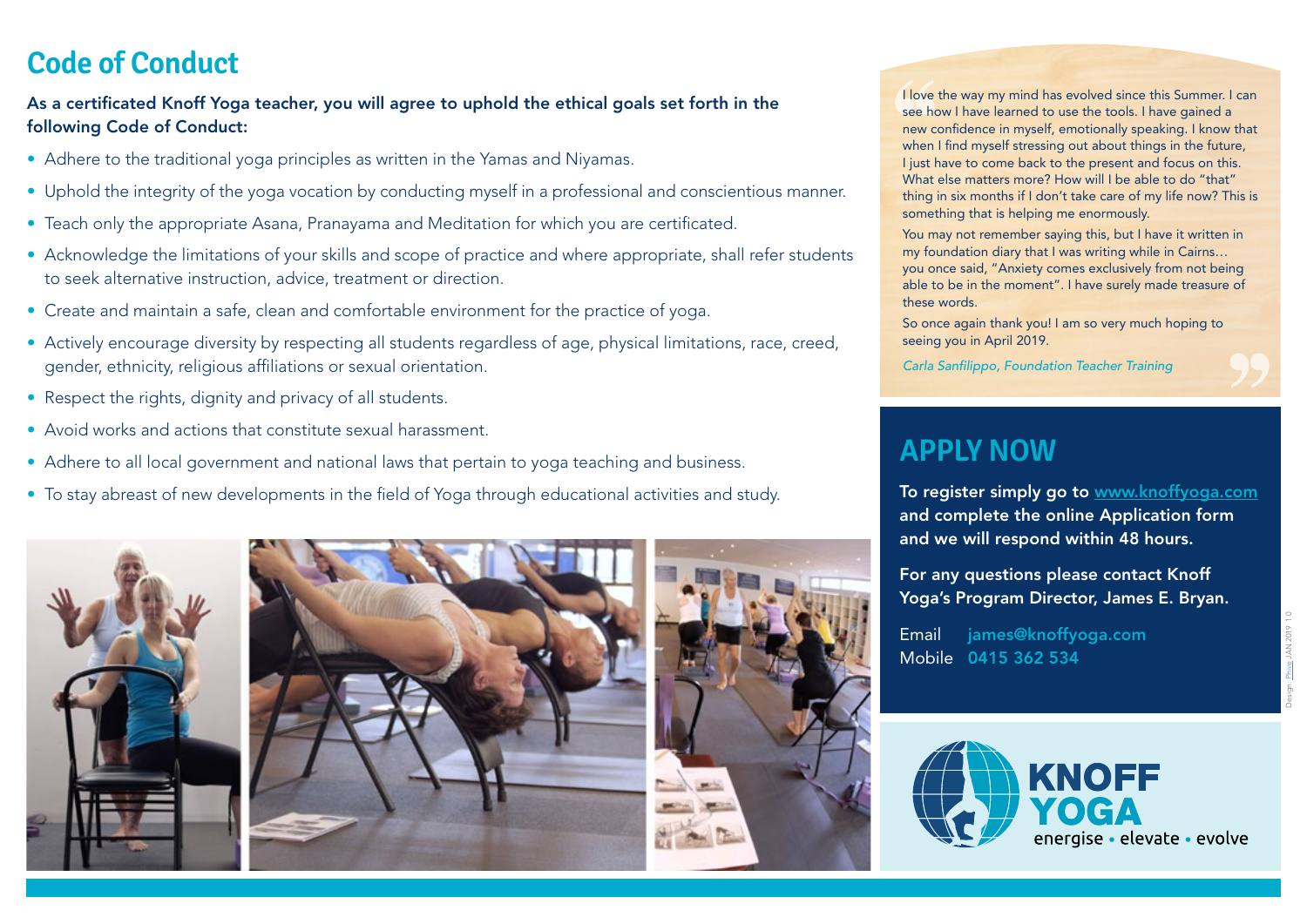## Code of Conduct

**As a certificated Knoff Yoga teacher, you will agree to uphold the ethical goals set forth in the following Code of Conduct:**

- Adhere to the traditional yoga principles as written in the Yamas and Niyamas.
- Uphold the integrity of the yoga vocation by conducting myself in a professional and conscientious manner.
- Teach only the appropriate Asana, Pranayama and Meditation for which you are certificated.
- Acknowledge the limitations of your skills and scope of practice and where appropriate, shall refer students to seek alternative instruction, advice, treatment or direction.
- Create and maintain a safe, clean and comfortable environment for the practice of yoga.
- Actively encourage diversity by respecting all students regardless of age, physical limitations, race, creed, gender, ethnicity, religious affiliations or sexual orientation.
- Respect the rights, dignity and privacy of all students.
- Avoid works and actions that constitute sexual harassment.
- Adhere to all local government and national laws that pertain to yoga teaching and business.
- To stay abreast of new developments in the field of Yoga through educational activities and study.

> I love the way my mind has evolved since this Summer. I can see how I have learned to use the tools. I have gained a new confidence in myself, emotionally speaking. I know that when I find myself stressing out about things in the future, I just have to come back to the present and focus on this. What else matters more? How will I be able to do "that" thing in six months if I don't take care of my life now? This is something that is helping me enormously.
>
> You may not remember saying this, but I have it written in my foundation diary that I was writing while in Cairns… you once said, "Anxiety comes exclusively from not being able to be in the moment". I have surely made treasure of these words.
>
> So once again thank you! I am so very much hoping to seeing you in April 2019.
>
> *Carla Sanfilippo, Foundation Teacher Training*

## APPLY NOW

**To register simply go to www.knoffyoga.com and complete the online Application form and we will respond within 48 hours.**

**For any questions please contact Knoff Yoga's Program Director, James E. Bryan.**

Email james@knoffyoga.com
Mobile 0415 362 534

KNOFF YOGA
energise • elevate • evolve

Design: Pthyxe JAN 2019 1.0